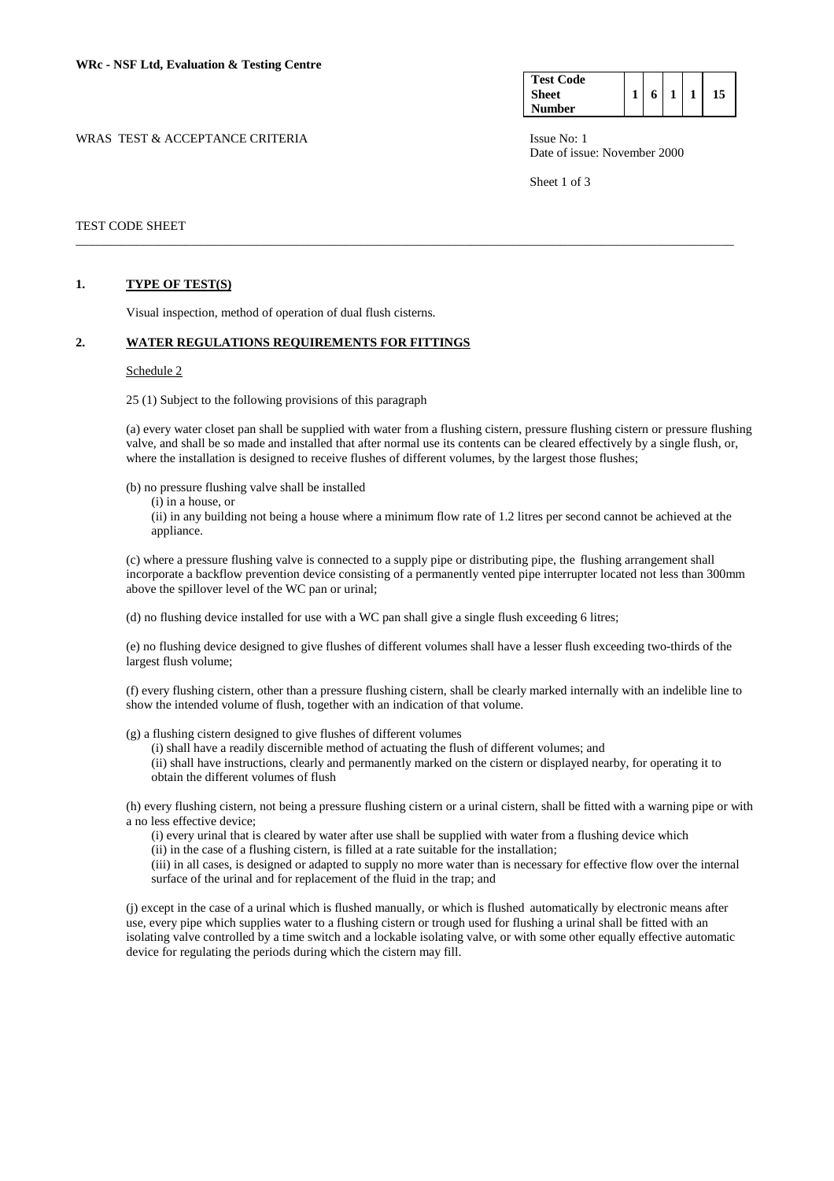**WRc - NSF Ltd, Evaluation & Testing Centre**

| Test Code Sheet Number | 1 | 6 | 1 | 1 | 15 |
|---|---|---|---|---|---|

WRAS TEST & ACCEPTANCE CRITERIA

Issue No: 1
Date of issue: November 2000

TEST CODE SHEET

---

## 1. TYPE OF TEST(S)

Visual inspection, method of operation of dual flush cisterns.

## 2. WATER REGULATIONS REQUIREMENTS FOR FITTINGS

Schedule 2

25 (1) Subject to the following provisions of this paragraph

(a) every water closet pan shall be supplied with water from a flushing cistern, pressure flushing cistern or pressure flushing valve, and shall be so made and installed that after normal use its contents can be cleared effectively by a single flush, or, where the installation is designed to receive flushes of different volumes, by the largest those flushes;

(b) no pressure flushing valve shall be installed
   (i) in a house, or
   (ii) in any building not being a house where a minimum flow rate of 1.2 litres per second cannot be achieved at the appliance.

(c) where a pressure flushing valve is connected to a supply pipe or distributing pipe, the flushing arrangement shall incorporate a backflow prevention device consisting of a permanently vented pipe interrupter located not less than 300mm above the spillover level of the WC pan or urinal;

(d) no flushing device installed for use with a WC pan shall give a single flush exceeding 6 litres;

(e) no flushing device designed to give flushes of different volumes shall have a lesser flush exceeding two-thirds of the largest flush volume;

(f) every flushing cistern, other than a pressure flushing cistern, shall be clearly marked internally with an indelible line to show the intended volume of flush, together with an indication of that volume.

(g) a flushing cistern designed to give flushes of different volumes
   (i) shall have a readily discernible method of actuating the flush of different volumes; and
   (ii) shall have instructions, clearly and permanently marked on the cistern or displayed nearby, for operating it to obtain the different volumes of flush

(h) every flushing cistern, not being a pressure flushing cistern or a urinal cistern, shall be fitted with a warning pipe or with a no less effective device;
   (i) every urinal that is cleared by water after use shall be supplied with water from a flushing device which
   (ii) in the case of a flushing cistern, is filled at a rate suitable for the installation;
   (iii) in all cases, is designed or adapted to supply no more water than is necessary for effective flow over the internal surface of the urinal and for replacement of the fluid in the trap; and

(j) except in the case of a urinal which is flushed manually, or which is flushed automatically by electronic means after use, every pipe which supplies water to a flushing cistern or trough used for flushing a urinal shall be fitted with an isolating valve controlled by a time switch and a lockable isolating valve, or with some other equally effective automatic device for regulating the periods during which the cistern may fill.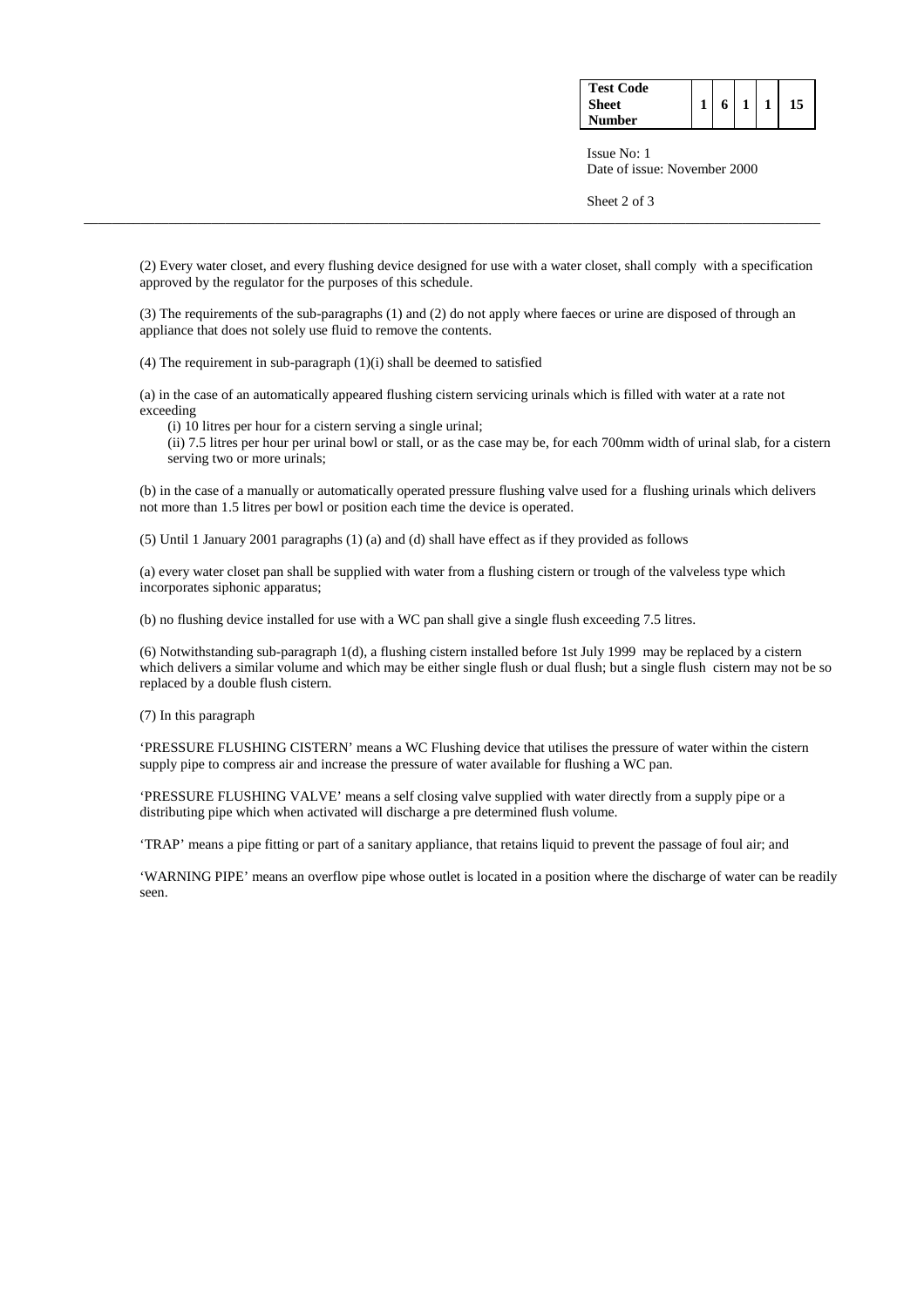(2) Every water closet, and every flushing device designed for use with a water closet, shall comply with a specification approved by the regulator for the purposes of this schedule.

(3) The requirements of the sub-paragraphs (1) and (2) do not apply where faeces or urine are disposed of through an appliance that does not solely use fluid to remove the contents.

(4) The requirement in sub-paragraph (1)(i) shall be deemed to satisfied

(a) in the case of an automatically appeared flushing cistern servicing urinals which is filled with water at a rate not exceeding

(i) 10 litres per hour for a cistern serving a single urinal;

(ii) 7.5 litres per hour per urinal bowl or stall, or as the case may be, for each 700mm width of urinal slab, for a cistern serving two or more urinals;

(b) in the case of a manually or automatically operated pressure flushing valve used for a flushing urinals which delivers not more than 1.5 litres per bowl or position each time the device is operated.

(5) Until 1 January 2001 paragraphs (1) (a) and (d) shall have effect as if they provided as follows

(a) every water closet pan shall be supplied with water from a flushing cistern or trough of the valveless type which incorporates siphonic apparatus;

(b) no flushing device installed for use with a WC pan shall give a single flush exceeding 7.5 litres.

(6) Notwithstanding sub-paragraph 1(d), a flushing cistern installed before 1st July 1999 may be replaced by a cistern which delivers a similar volume and which may be either single flush or dual flush; but a single flush cistern may not be so replaced by a double flush cistern.

(7) In this paragraph

'PRESSURE FLUSHING CISTERN' means a WC Flushing device that utilises the pressure of water within the cistern supply pipe to compress air and increase the pressure of water available for flushing a WC pan.

'PRESSURE FLUSHING VALVE' means a self closing valve supplied with water directly from a supply pipe or a distributing pipe which when activated will discharge a pre determined flush volume.

'TRAP' means a pipe fitting or part of a sanitary appliance, that retains liquid to prevent the passage of foul air; and

'WARNING PIPE' means an overflow pipe whose outlet is located in a position where the discharge of water can be readily seen.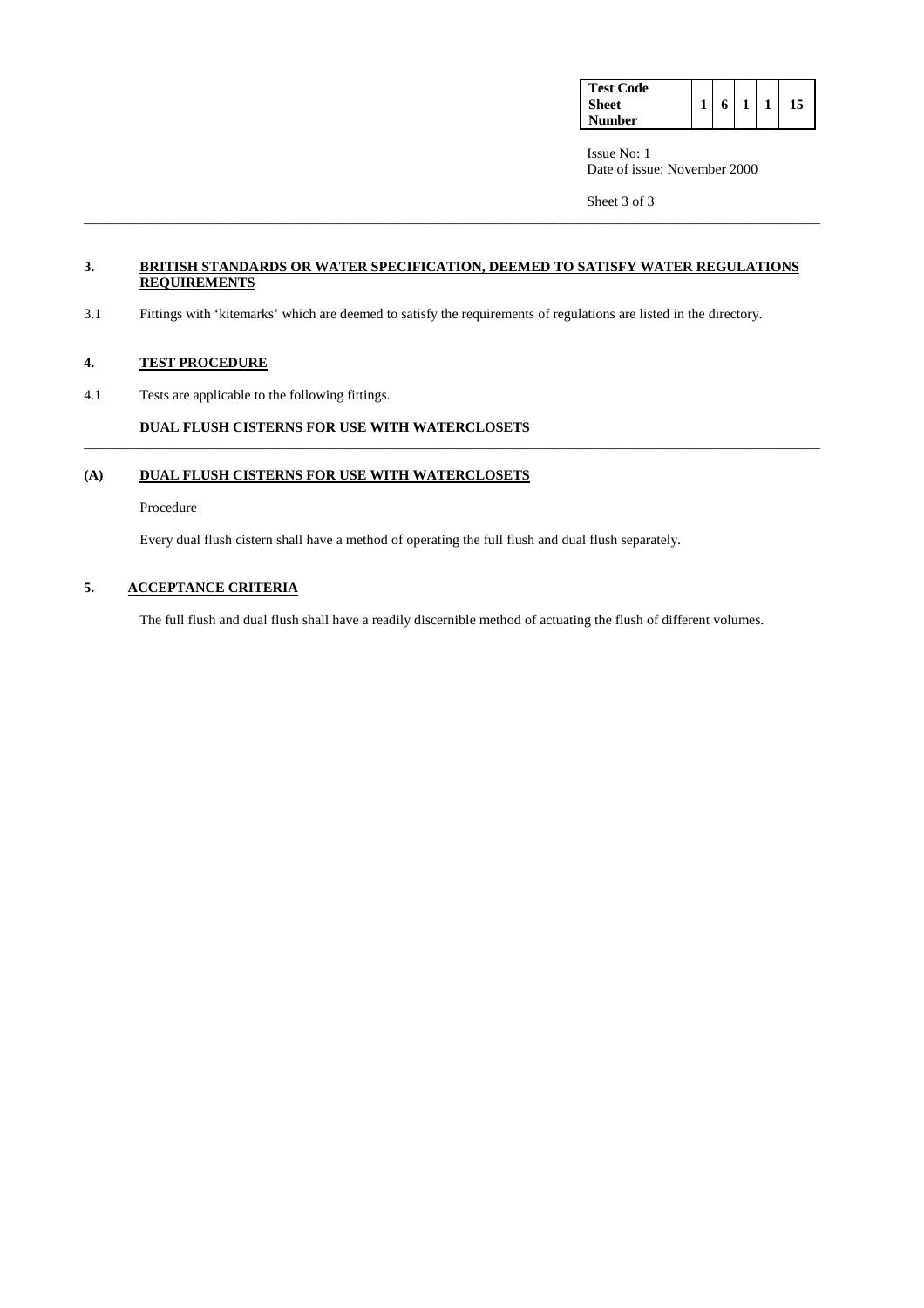| Test Code Sheet Number | 1 | 6 | 1 | 1 | 15 |
|---|---|---|---|---|---|

Issue No: 1
Date of issue: November 2000

## 3. BRITISH STANDARDS OR WATER SPECIFICATION, DEEMED TO SATISFY WATER REGULATIONS REQUIREMENTS

3.1 Fittings with 'kitemarks' which are deemed to satisfy the requirements of regulations are listed in the directory.

## 4. TEST PROCEDURE

4.1 Tests are applicable to the following fittings.

**DUAL FLUSH CISTERNS FOR USE WITH WATERCLOSETS**

### (A) DUAL FLUSH CISTERNS FOR USE WITH WATERCLOSETS

Procedure

Every dual flush cistern shall have a method of operating the full flush and dual flush separately.

## 5. ACCEPTANCE CRITERIA

The full flush and dual flush shall have a readily discernible method of actuating the flush of different volumes.